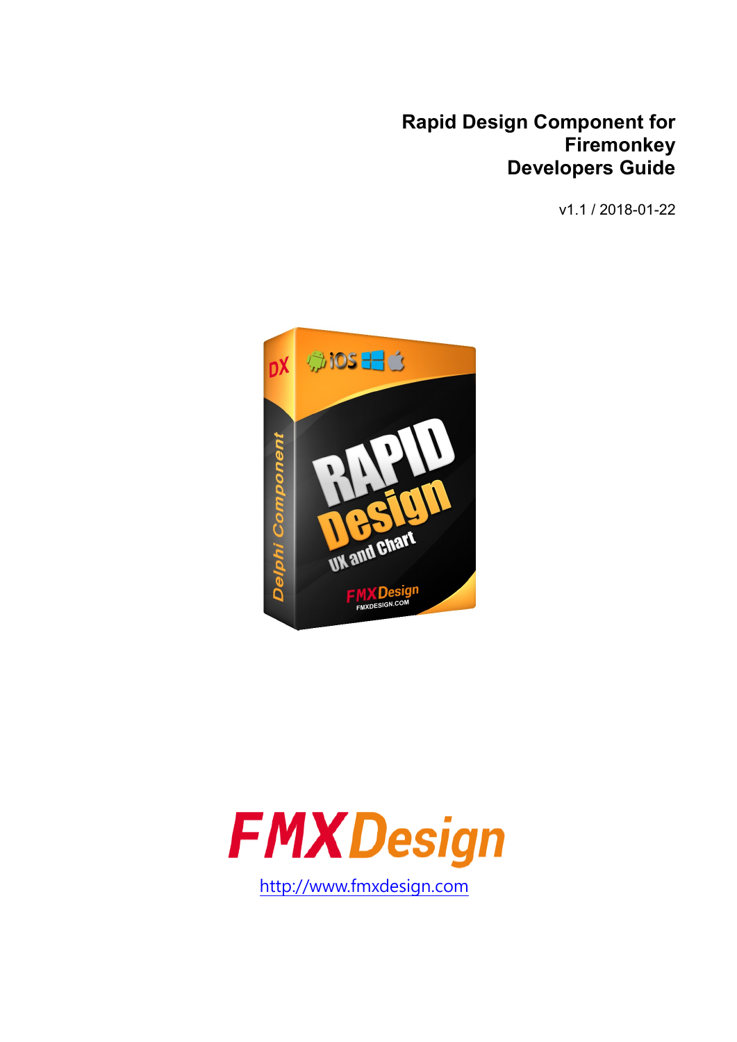# Rapid Design Component for Firemonkey Developers Guide

v1.1 / 2018-01-22

http://www.fmxdesign.com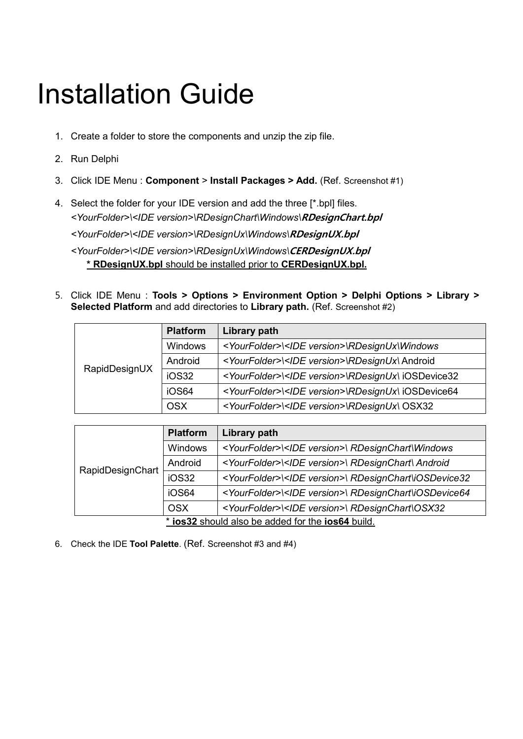# Installation Guide

1. Create a folder to store the components and unzip the zip file.
2. Run Delphi
3. Click IDE Menu : **Component** > **Install Packages > Add.** (Ref. Screenshot #1)
4. Select the folder for your IDE version and add the three [*.bpl] files.
   *<YourFolder>\<IDE version>\RDesignChart\Windows\\**RDesignChart.bpl***
   *<YourFolder>\<IDE version>\RDesignUx\Windows\\**RDesignUX.bpl***
   *<YourFolder>\<IDE version>\RDesignUx\Windows\\**CERDesignUX.bpl***
   <u>* **RDesignUX.bpl** should be installed prior to **CERDesignUX.bpl.**</u>

5. Click IDE Menu : **Tools > Options > Environment Option > Delphi Options > Library > Selected Platform** and add directories to **Library path.** (Ref. Screenshot #2)

| | Platform | Library path |
|---|---|---|
| RapidDesignUX | Windows | *<YourFolder>\<IDE version>\RDesignUx\Windows* |
| | Android | *<YourFolder>\<IDE version>\RDesignUx\\* Android |
| | iOS32 | *<YourFolder>\<IDE version>\RDesignUx\\* iOSDevice32 |
| | iOS64 | *<YourFolder>\<IDE version>\RDesignUx\\* iOSDevice64 |
| | OSX | *<YourFolder>\<IDE version>\RDesignUx\\* OSX32 |

| | Platform | Library path |
|---|---|---|
| RapidDesignChart | Windows | *<YourFolder>\<IDE version>\ RDesignChart\Windows* |
| | Android | *<YourFolder>\<IDE version>\ RDesignChart\ Android* |
| | iOS32 | *<YourFolder>\<IDE version>\ RDesignChart\iOSDevice32* |
| | iOS64 | *<YourFolder>\<IDE version>\ RDesignChart\iOSDevice64* |
| | OSX | *<YourFolder>\<IDE version>\ RDesignChart\OSX32* |

<u>* **ios32** should also be added for the **ios64** build.</u>

6. Check the IDE **Tool Palette**. (Ref. Screenshot #3 and #4)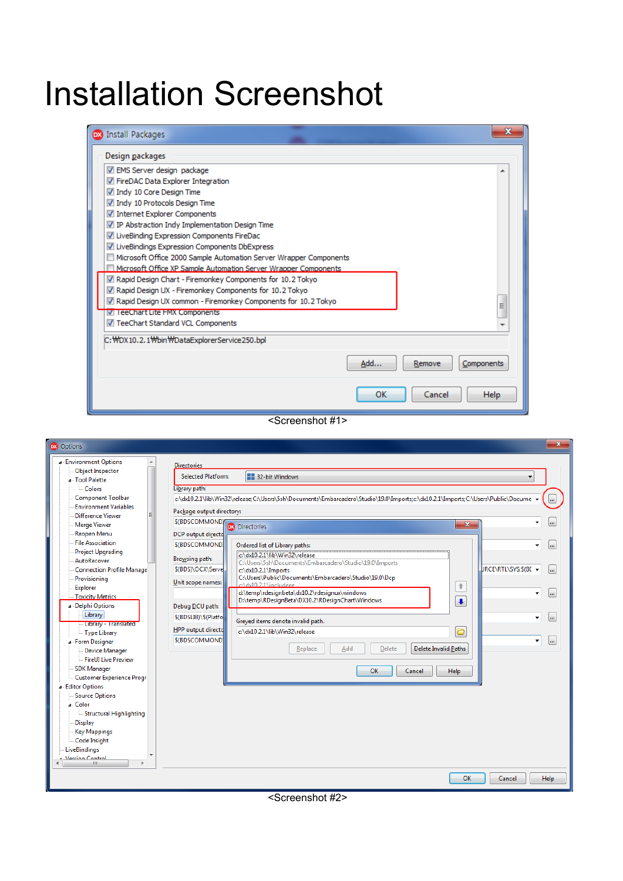# Installation Screenshot

<Screenshot #1>

<Screenshot #2>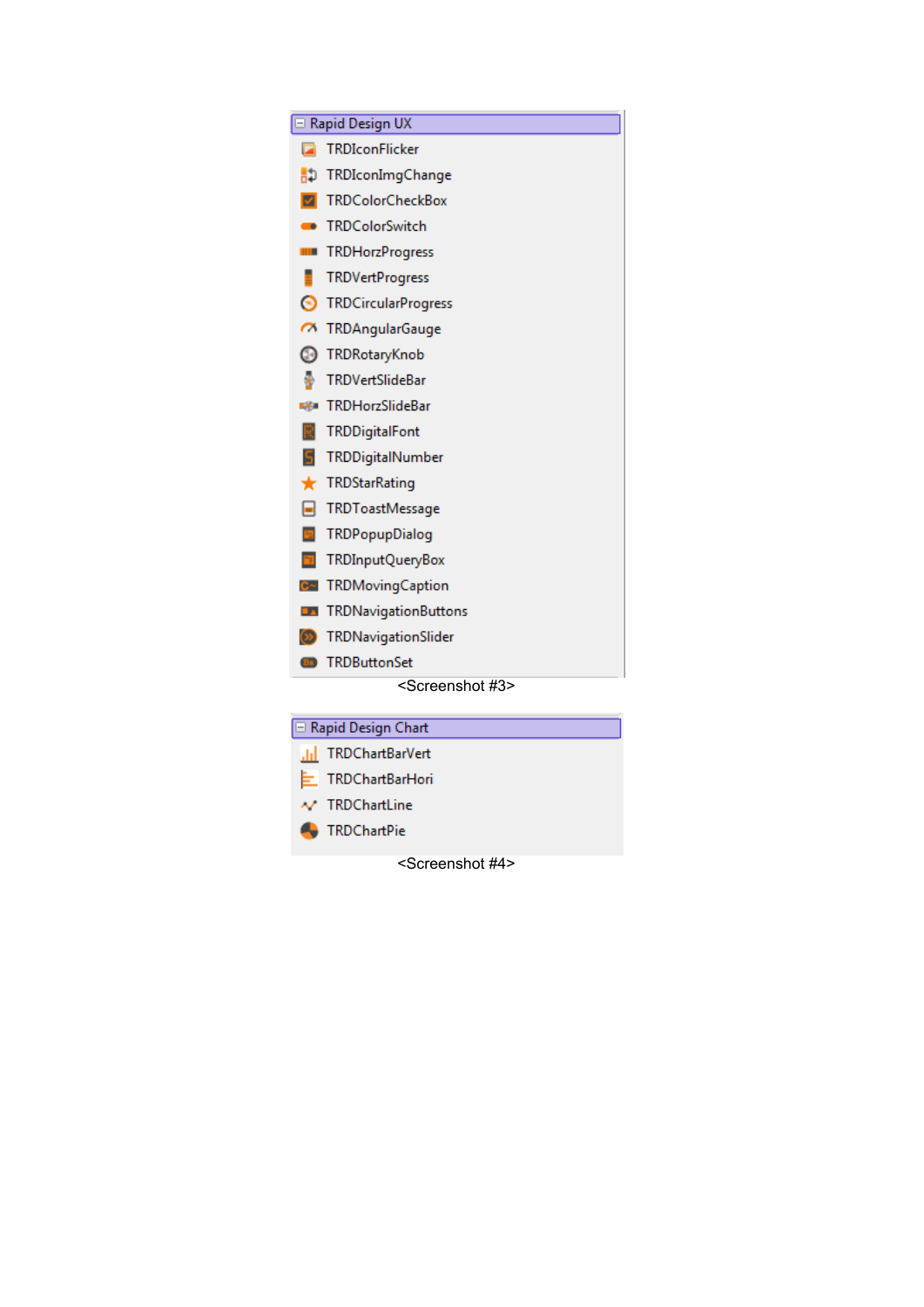Rapid Design UX

- TRDIconFlicker
- TRDIconImgChange
- TRDColorCheckBox
- TRDColorSwitch
- TRDHorzProgress
- TRDVertProgress
- TRDCircularProgress
- TRDAngularGauge
- TRDRotaryKnob
- TRDVertSlideBar
- TRDHorzSlideBar
- TRDDigitalFont
- TRDDigitalNumber
- TRDStarRating
- TRDToastMessage
- TRDPopupDialog
- TRDInputQueryBox
- TRDMovingCaption
- TRDNavigationButtons
- TRDNavigationSlider
- TRDButtonSet

<Screenshot #3>

Rapid Design Chart

- TRDChartBarVert
- TRDChartBarHori
- TRDChartLine
- TRDChartPie

<Screenshot #4>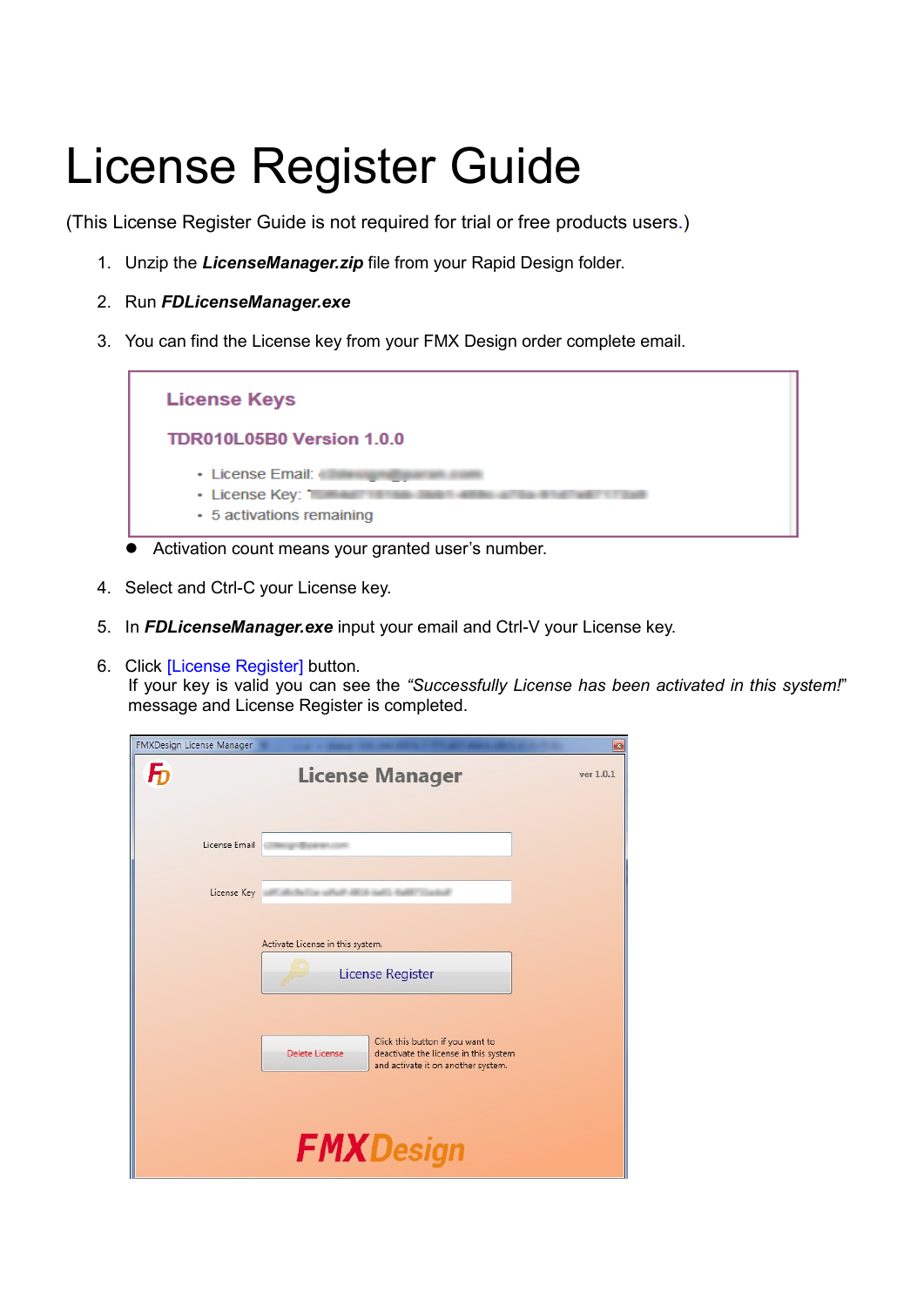# License Register Guide

(This License Register Guide is not required for trial or free products users.)

1. Unzip the ***LicenseManager.zip*** file from your Rapid Design folder.

2. Run ***FDLicenseManager.exe***

3. You can find the License key from your FMX Design order complete email.

   **License Keys**

   **TDR010L05B0 Version 1.0.0**

   - License Email:
   - License Key:
   - 5 activations remaining

   - Activation count means your granted user's number.

4. Select and Ctrl-C your License key.

5. In ***FDLicenseManager.exe*** input your email and Ctrl-V your License key.

6. Click [License Register] button.
   If your key is valid you can see the *"Successfully License has been activated in this system!"* message and License Register is completed.

FMXDesign License Manager

License Manager

ver 1.0.1

License Email

License Key

Activate License in this system.

License Register

Delete License

Click this button if you want to deactivate the license in this system and activate it on another system.

FMXDesign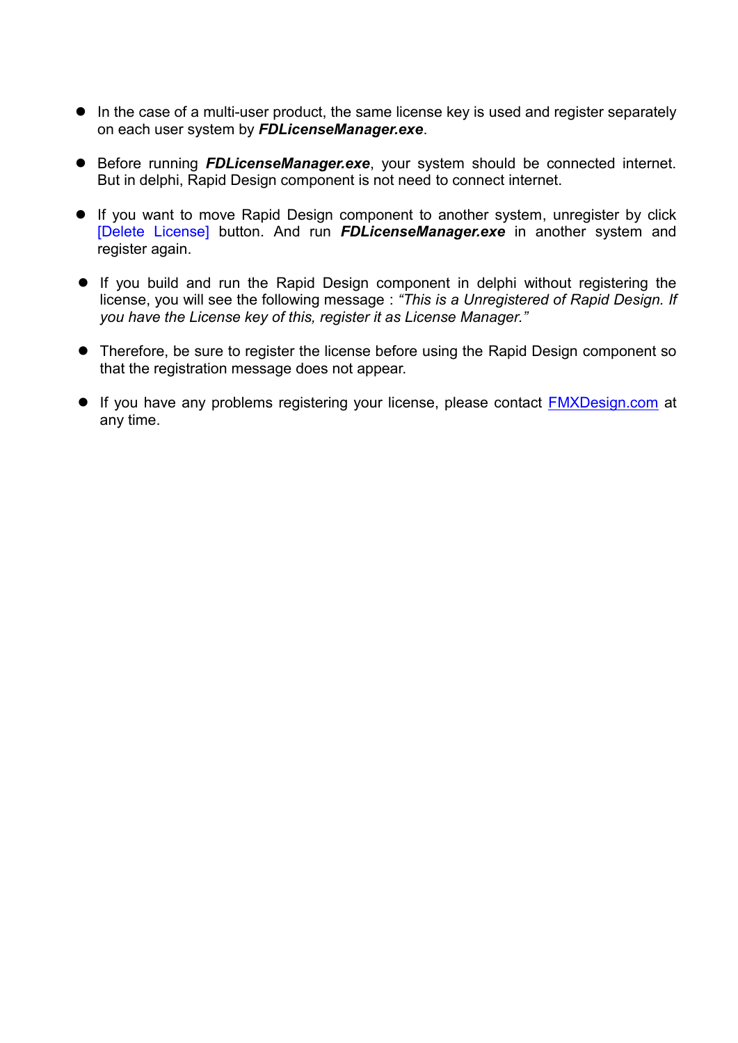- In the case of a multi-user product, the same license key is used and register separately on each user system by ***FDLicenseManager.exe***.

- Before running ***FDLicenseManager.exe***, your system should be connected internet. But in delphi, Rapid Design component is not need to connect internet.

- If you want to move Rapid Design component to another system, unregister by click [Delete License] button. And run ***FDLicenseManager.exe*** in another system and register again.

- If you build and run the Rapid Design component in delphi without registering the license, you will see the following message : *"This is a Unregistered of Rapid Design. If you have the License key of this, register it as License Manager."*

- Therefore, be sure to register the license before using the Rapid Design component so that the registration message does not appear.

- If you have any problems registering your license, please contact FMXDesign.com at any time.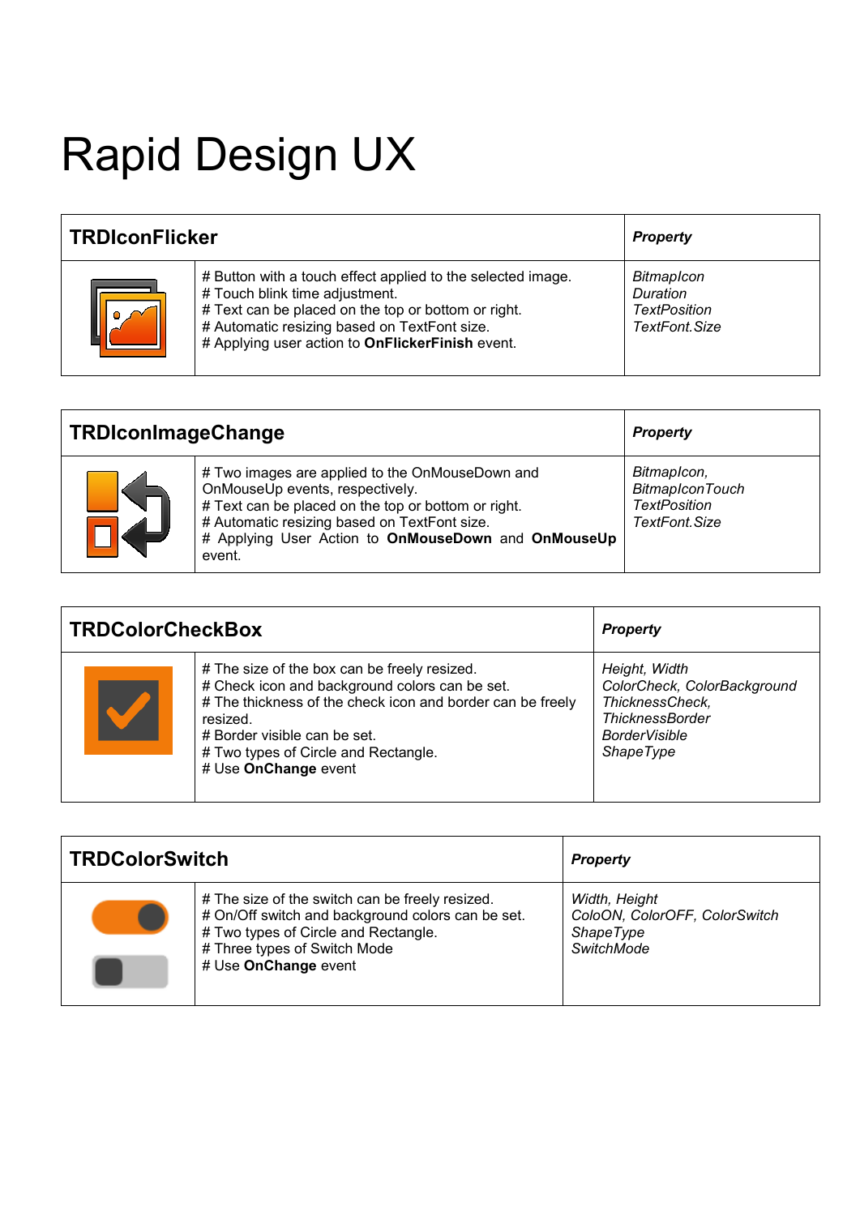# Rapid Design UX

| **TRDIconFlicker** | | ***Property*** |
|---|---|---|
| | # Button with a touch effect applied to the selected image.<br># Touch blink time adjustment.<br># Text can be placed on the top or bottom or right.<br># Automatic resizing based on TextFont size.<br># Applying user action to **OnFlickerFinish** event. | *BitmapIcon*<br>*Duration*<br>*TextPosition*<br>*TextFont.Size* |

| **TRDIconImageChange** | | ***Property*** |
|---|---|---|
| | # Two images are applied to the OnMouseDown and OnMouseUp events, respectively.<br># Text can be placed on the top or bottom or right.<br># Automatic resizing based on TextFont size.<br># Applying User Action to **OnMouseDown** and **OnMouseUp** event. | *BitmapIcon,*<br>*BitmapIconTouch*<br>*TextPosition*<br>*TextFont.Size* |

| **TRDColorCheckBox** | | ***Property*** |
|---|---|---|
| | # The size of the box can be freely resized.<br># Check icon and background colors can be set.<br># The thickness of the check icon and border can be freely resized.<br># Border visible can be set.<br># Two types of Circle and Rectangle.<br># Use **OnChange** event | *Height, Width*<br>*ColorCheck, ColorBackground*<br>*ThicknessCheck,*<br>*ThicknessBorder*<br>*BorderVisible*<br>*ShapeType* |

| **TRDColorSwitch** | | ***Property*** |
|---|---|---|
| | # The size of the switch can be freely resized.<br># On/Off switch and background colors can be set.<br># Two types of Circle and Rectangle.<br># Three types of Switch Mode<br># Use **OnChange** event | *Width, Height*<br>*ColoON, ColorOFF, ColorSwitch*<br>*ShapeType*<br>*SwitchMode* |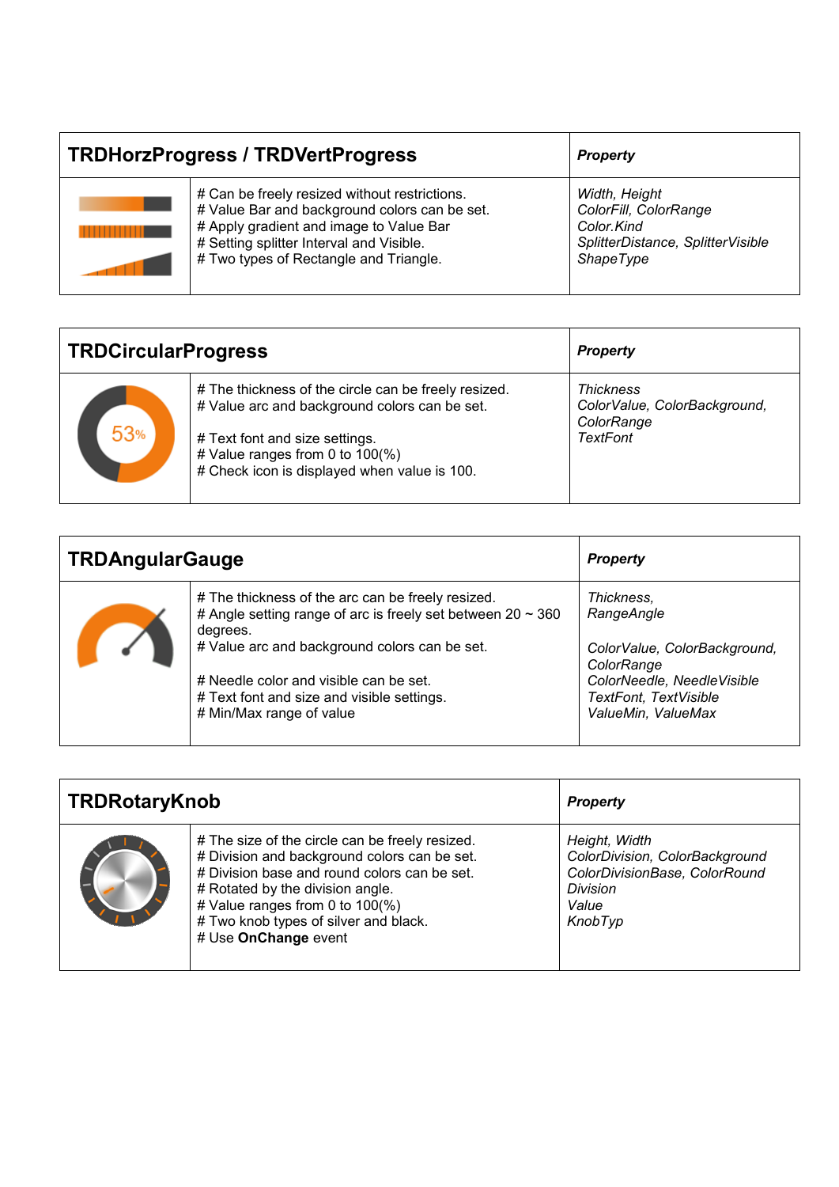| TRDHorzProgress / TRDVertProgress | | Property |
|---|---|---|
| | # Can be freely resized without restrictions.<br># Value Bar and background colors can be set.<br># Apply gradient and image to Value Bar<br># Setting splitter Interval and Visible.<br># Two types of Rectangle and Triangle. | *Width, Height*<br>*ColorFill, ColorRange*<br>*Color.Kind*<br>*SplitterDistance, SplitterVisible*<br>*ShapeType* |

| TRDCircularProgress | | Property |
|---|---|---|
| | # The thickness of the circle can be freely resized.<br># Value arc and background colors can be set.<br><br># Text font and size settings.<br># Value ranges from 0 to 100(%)<br># Check icon is displayed when value is 100. | *Thickness*<br>*ColorValue, ColorBackground, ColorRange*<br>*TextFont* |

| TRDAngularGauge | | Property |
|---|---|---|
| | # The thickness of the arc can be freely resized.<br># Angle setting range of arc is freely set between 20 ~ 360 degrees.<br># Value arc and background colors can be set.<br><br># Needle color and visible can be set.<br># Text font and size and visible settings.<br># Min/Max range of value | *Thickness,*<br>*RangeAngle*<br><br>*ColorValue, ColorBackground, ColorRange*<br>*ColorNeedle, NeedleVisible*<br>*TextFont, TextVisible*<br>*ValueMin, ValueMax* |

| TRDRotaryKnob | | Property |
|---|---|---|
| | # The size of the circle can be freely resized.<br># Division and background colors can be set.<br># Division base and round colors can be set.<br># Rotated by the division angle.<br># Value ranges from 0 to 100(%)<br># Two knob types of silver and black.<br># Use **OnChange** event | *Height, Width*<br>*ColorDivision, ColorBackground*<br>*ColorDivisionBase, ColorRound*<br>*Division*<br>*Value*<br>*KnobTyp* |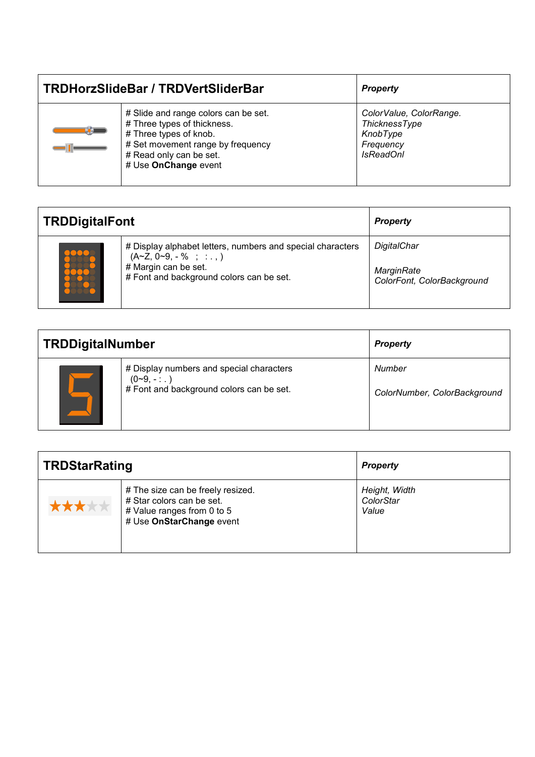| TRDHorzSlideBar / TRDVertSliderBar | | *Property* |
|---|---|---|
| | # Slide and range colors can be set.<br># Three types of thickness.<br># Three types of knob.<br># Set movement range by frequency<br># Read only can be set.<br># Use **OnChange** event | *ColorValue, ColorRange.*<br>*ThicknessType*<br>*KnobType*<br>*Frequency*<br>*IsReadOnl* |

| TRDDigitalFont | | *Property* |
|---|---|---|
| | # Display alphabet letters, numbers and special characters (A~Z, 0~9, - % ; : . , )<br># Margin can be set.<br># Font and background colors can be set. | *DigitalChar*<br><br>*MarginRate*<br>*ColorFont, ColorBackground* |

| TRDDigitalNumber | | *Property* |
|---|---|---|
| | # Display numbers and special characters (0~9, - : . )<br># Font and background colors can be set. | *Number*<br><br>*ColorNumber, ColorBackground* |

| TRDStarRating | | *Property* |
|---|---|---|
| | # The size can be freely resized.<br># Star colors can be set.<br># Value ranges from 0 to 5<br># Use **OnStarChange** event | *Height, Width*<br>*ColorStar*<br>*Value* |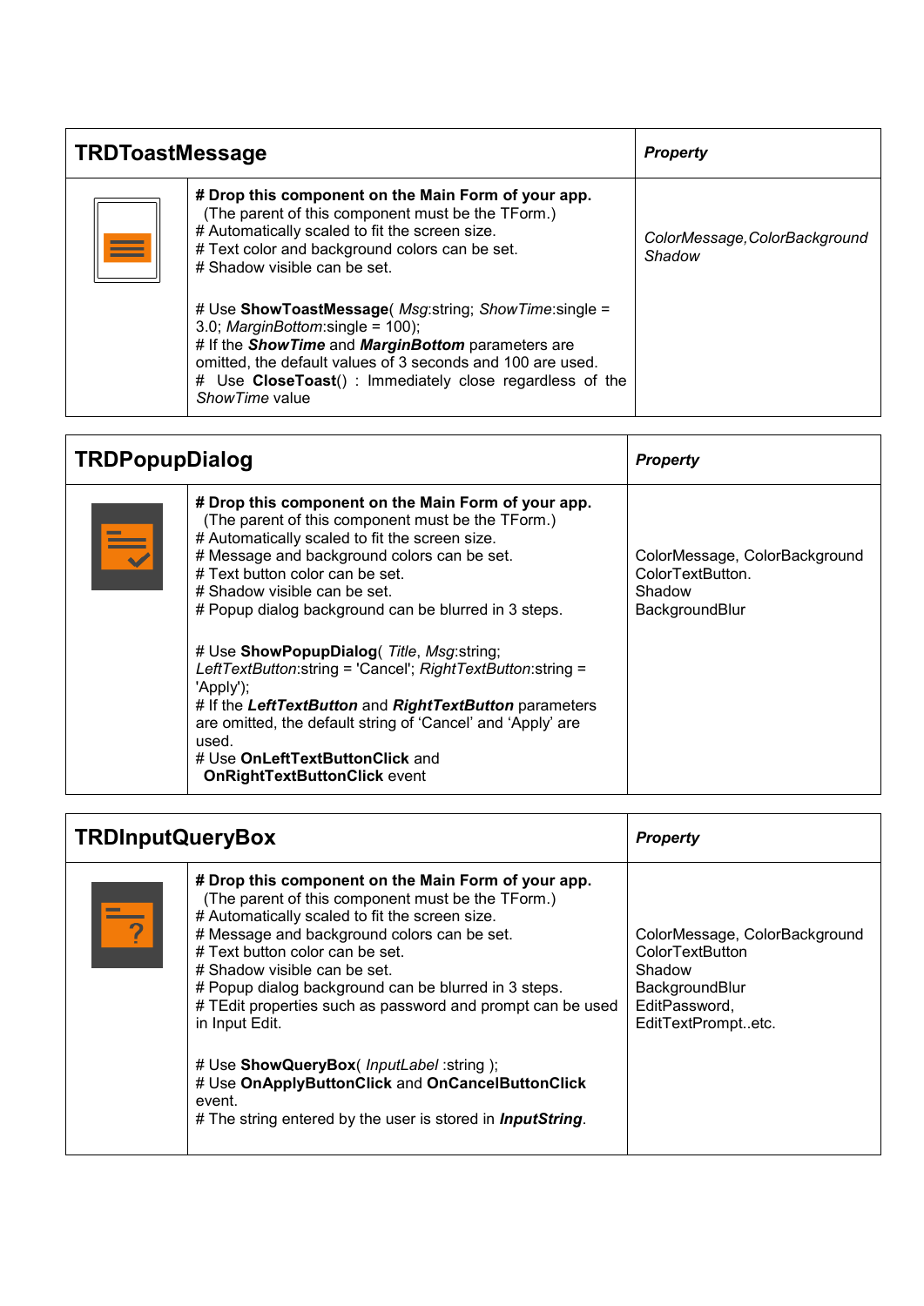| **TRDToastMessage** | | ***Property*** |
|---|---|---|
| | **# Drop this component on the Main Form of your app.** (The parent of this component must be the TForm.)<br># Automatically scaled to fit the screen size.<br># Text color and background colors can be set.<br># Shadow visible can be set.<br><br># Use **ShowToastMessage**( *Msg*:string; *ShowTime*:single = 3.0; *MarginBottom*:single = 100);<br># If the ***ShowTime*** and ***MarginBottom*** parameters are omitted, the default values of 3 seconds and 100 are used.<br># Use **CloseToast**() : Immediately close regardless of the *ShowTime* value | *ColorMessage, ColorBackground*<br>*Shadow* |

| **TRDPopupDialog** | | ***Property*** |
|---|---|---|
| | **# Drop this component on the Main Form of your app.** (The parent of this component must be the TForm.)<br># Automatically scaled to fit the screen size.<br># Message and background colors can be set.<br># Text button color can be set.<br># Shadow visible can be set.<br># Popup dialog background can be blurred in 3 steps.<br><br># Use **ShowPopupDialog**( *Title*, *Msg*:string; *LeftTextButton*:string = 'Cancel'; *RightTextButton*:string = 'Apply');<br># If the ***LeftTextButton*** and ***RightTextButton*** parameters are omitted, the default string of 'Cancel' and 'Apply' are used.<br># Use **OnLeftTextButtonClick** and **OnRightTextButtonClick** event | ColorMessage, ColorBackground<br>ColorTextButton.<br>Shadow<br>BackgroundBlur |

| **TRDInputQueryBox** | | ***Property*** |
|---|---|---|
| | **# Drop this component on the Main Form of your app.** (The parent of this component must be the TForm.)<br># Automatically scaled to fit the screen size.<br># Message and background colors can be set.<br># Text button color can be set.<br># Shadow visible can be set.<br># Popup dialog background can be blurred in 3 steps.<br># TEdit properties such as password and prompt can be used in Input Edit.<br><br># Use **ShowQueryBox**( *InputLabel* :string );<br># Use **OnApplyButtonClick** and **OnCancelButtonClick** event.<br># The string entered by the user is stored in ***InputString***. | ColorMessage, ColorBackground<br>ColorTextButton<br>Shadow<br>BackgroundBlur<br>EditPassword,<br>EditTextPrompt..etc. |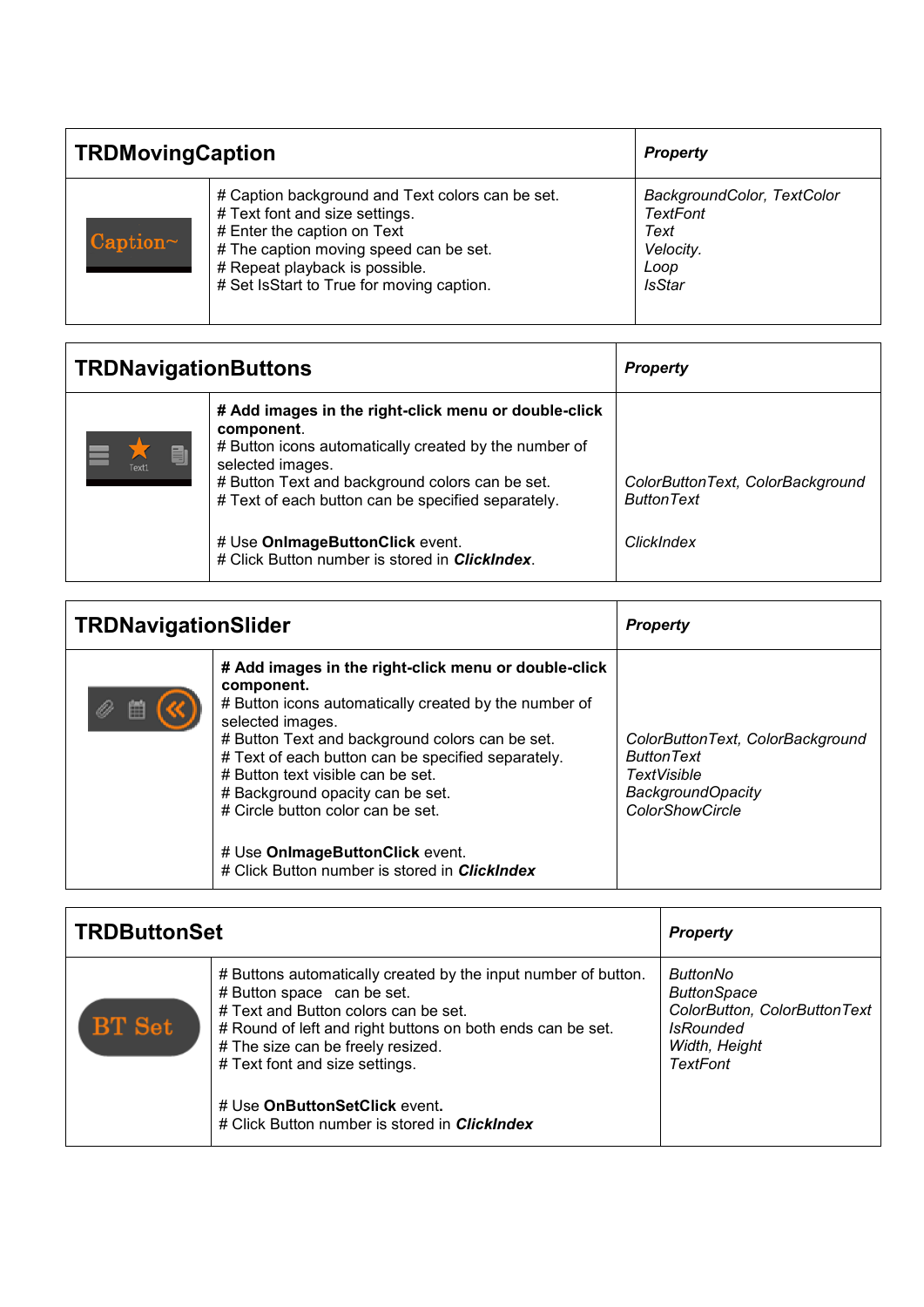| TRDMovingCaption | | *Property* |
|---|---|---|
| Caption~ | # Caption background and Text colors can be set.<br># Text font and size settings.<br># Enter the caption on Text<br># The caption moving speed can be set.<br># Repeat playback is possible.<br># Set IsStart to True for moving caption. | *BackgroundColor, TextColor*<br>*TextFont*<br>*Text*<br>*Velocity.*<br>*Loop*<br>*IsStar* |

| TRDNavigationButtons | | *Property* |
|---|---|---|
| Text1 | **# Add images in the right-click menu or double-click component**.<br># Button icons automatically created by the number of selected images.<br># Button Text and background colors can be set.<br># Text of each button can be specified separately.<br><br># Use **OnImageButtonClick** event.<br># Click Button number is stored in ***ClickIndex***. | <br><br><br>*ColorButtonText, ColorBackground*<br>*ButtonText*<br><br>*ClickIndex* |

| TRDNavigationSlider | | *Property* |
|---|---|---|
| | **# Add images in the right-click menu or double-click component.**<br># Button icons automatically created by the number of selected images.<br># Button Text and background colors can be set.<br># Text of each button can be specified separately.<br># Button text visible can be set.<br># Background opacity can be set.<br># Circle button color can be set.<br><br># Use **OnImageButtonClick** event.<br># Click Button number is stored in ***ClickIndex*** | <br><br><br>*ColorButtonText, ColorBackground*<br>*ButtonText*<br>*TextVisible*<br>*BackgroundOpacity*<br>*ColorShowCircle* |

| TRDButtonSet | | *Property* |
|---|---|---|
| BT Set | # Buttons automatically created by the input number of button.<br># Button space can be set.<br># Text and Button colors can be set.<br># Round of left and right buttons on both ends can be set.<br># The size can be freely resized.<br># Text font and size settings.<br><br># Use **OnButtonSetClick** event**.**<br># Click Button number is stored in ***ClickIndex*** | *ButtonNo*<br>*ButtonSpace*<br>*ColorButton, ColorButtonText*<br>*IsRounded*<br>*Width, Height*<br>*TextFont* |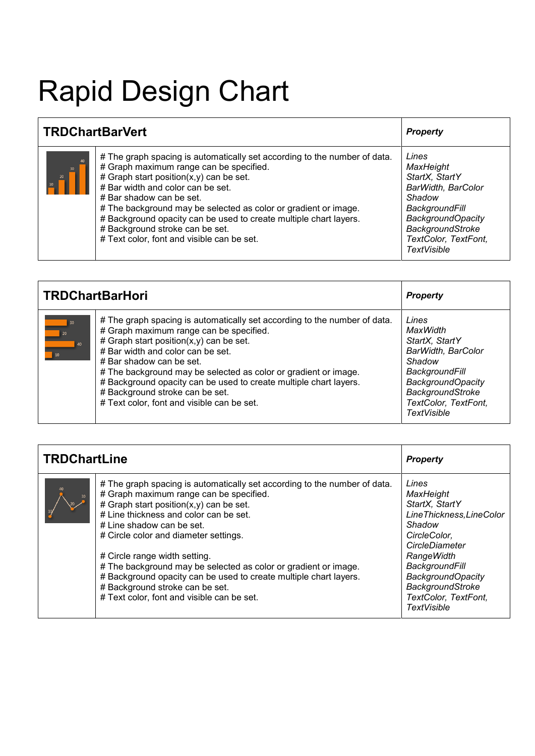# Rapid Design Chart

| TRDChartBarVert | *Property* |
|---|---|
| # The graph spacing is automatically set according to the number of data.<br># Graph maximum range can be specified.<br># Graph start position(x,y) can be set.<br># Bar width and color can be set.<br># Bar shadow can be set.<br># The background may be selected as color or gradient or image.<br># Background opacity can be used to create multiple chart layers.<br># Background stroke can be set.<br># Text color, font and visible can be set. | *Lines*<br>*MaxHeight*<br>*StartX, StartY*<br>*BarWidth, BarColor*<br>*Shadow*<br>*BackgroundFill*<br>*BackgroundOpacity*<br>*BackgroundStroke*<br>*TextColor, TextFont, TextVisible* |

| TRDChartBarHori | *Property* |
|---|---|
| # The graph spacing is automatically set according to the number of data.<br># Graph maximum range can be specified.<br># Graph start position(x,y) can be set.<br># Bar width and color can be set.<br># Bar shadow can be set.<br># The background may be selected as color or gradient or image.<br># Background opacity can be used to create multiple chart layers.<br># Background stroke can be set.<br># Text color, font and visible can be set. | *Lines*<br>*MaxWidth*<br>*StartX, StartY*<br>*BarWidth, BarColor*<br>*Shadow*<br>*BackgroundFill*<br>*BackgroundOpacity*<br>*BackgroundStroke*<br>*TextColor, TextFont, TextVisible* |

| TRDChartLine | *Property* |
|---|---|
| # The graph spacing is automatically set according to the number of data.<br># Graph maximum range can be specified.<br># Graph start position(x,y) can be set.<br># Line thickness and color can be set.<br># Line shadow can be set.<br># Circle color and diameter settings.<br><br># Circle range width setting.<br># The background may be selected as color or gradient or image.<br># Background opacity can be used to create multiple chart layers.<br># Background stroke can be set.<br># Text color, font and visible can be set. | *Lines*<br>*MaxHeight*<br>*StartX, StartY*<br>*LineThickness,LineColor*<br>*Shadow*<br>*CircleColor, CircleDiameter*<br>*RangeWidth*<br>*BackgroundFill*<br>*BackgroundOpacity*<br>*BackgroundStroke*<br>*TextColor, TextFont, TextVisible* |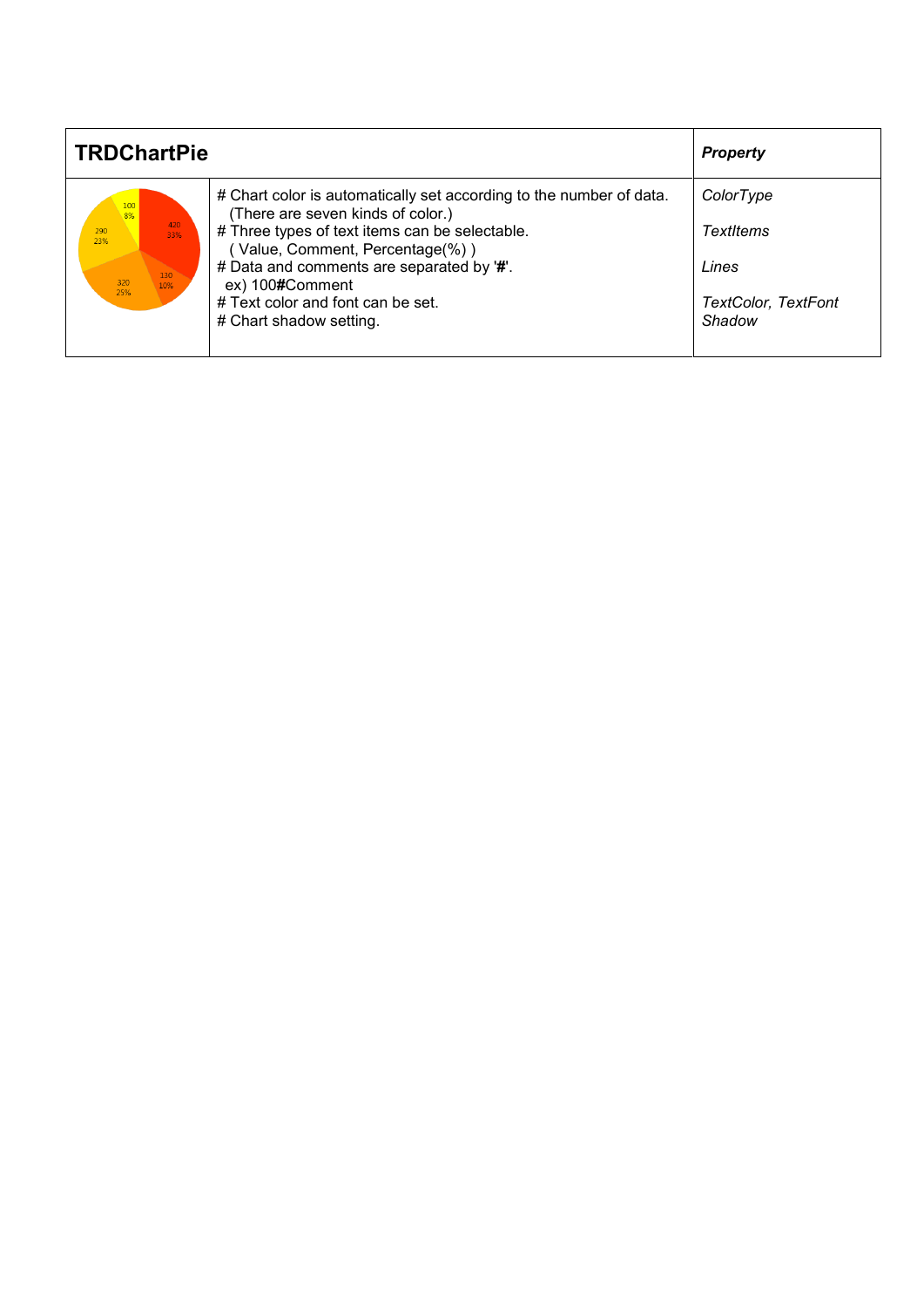| **TRDChartPie** | | ***Property*** |
|---|---|---|
| 100 8% 290 23% 420 33% 320 25% 130 10% | # Chart color is automatically set according to the number of data. (There are seven kinds of color.)<br># Three types of text items can be selectable. ( Value, Comment, Percentage(%) )<br># Data and comments are separated by '**#**'. ex) 100**#**Comment<br># Text color and font can be set.<br># Chart shadow setting. | *ColorType*<br>*TextItems*<br>*Lines*<br>*TextColor, TextFont*<br>*Shadow* |